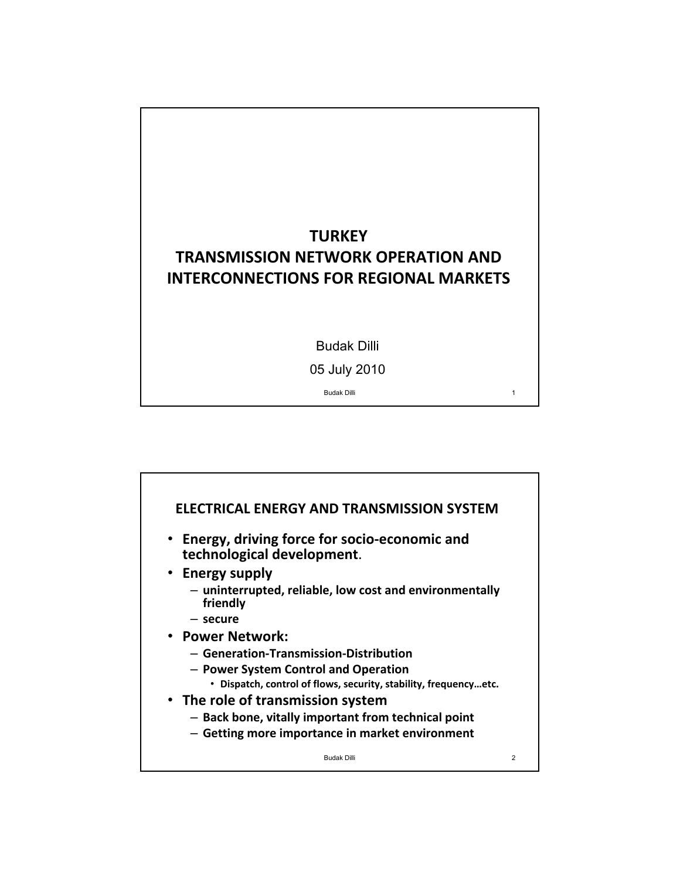# TURKEY
# TRANSMISSION NETWORK OPERATION AND INTERCONNECTIONS FOR REGIONAL MARKETS

Budak Dilli

05 July 2010

## ELECTRICAL ENERGY AND TRANSMISSION SYSTEM

- **Energy, driving force for socio-economic and technological development**.
- **Energy supply**
  - **uninterrupted, reliable, low cost and environmentally friendly**
  - **secure**
- **Power Network:**
  - **Generation-Transmission-Distribution**
  - **Power System Control and Operation**
    - **Dispatch, control of flows, security, stability, frequency…etc.**
- **The role of transmission system**
  - **Back bone, vitally important from technical point**
  - **Getting more importance in market environment**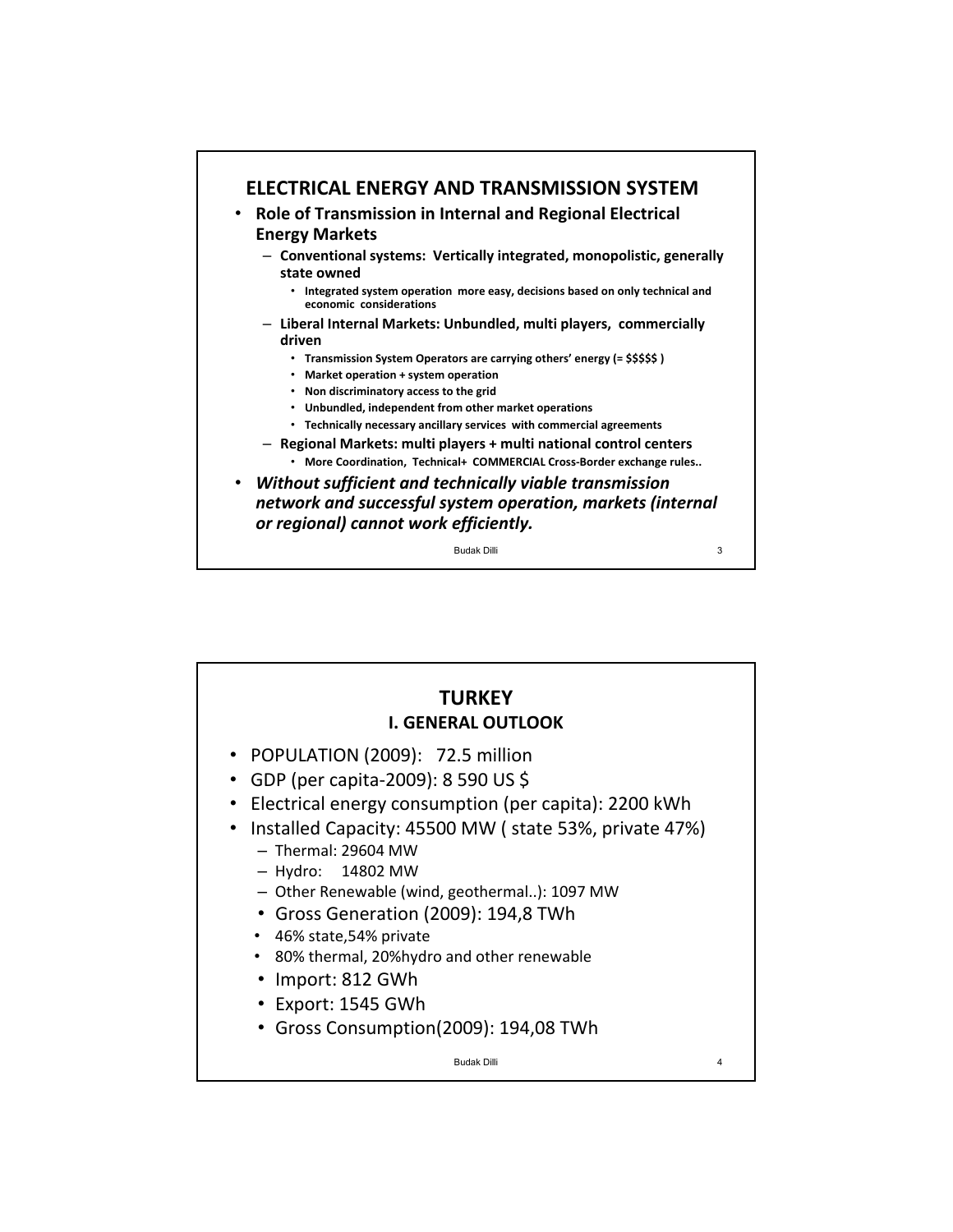## ELECTRICAL ENERGY AND TRANSMISSION SYSTEM

- **Role of Transmission in Internal and Regional Electrical Energy Markets**
  - **Conventional systems: Vertically integrated, monopolistic, generally state owned**
    - **Integrated system operation more easy, decisions based on only technical and economic considerations**
  - **Liberal Internal Markets: Unbundled, multi players, commercially driven**
    - **Transmission System Operators are carrying others' energy (= $$$$$ )**
    - **Market operation + system operation**
    - **Non discriminatory access to the grid**
    - **Unbundled, independent from other market operations**
    - **Technically necessary ancillary services with commercial agreements**
  - **Regional Markets: multi players + multi national control centers**
    - **More Coordination, Technical+ COMMERCIAL Cross-Border exchange rules..**
- ***Without sufficient and technically viable transmission network and successful system operation, markets (internal or regional) cannot work efficiently.***

## TURKEY

### I. GENERAL OUTLOOK

- POPULATION (2009): 72.5 million
- GDP (per capita-2009): 8 590 US $
- Electrical energy consumption (per capita): 2200 kWh
- Installed Capacity: 45500 MW ( state 53%, private 47%)
  - Thermal: 29604 MW
  - Hydro: 14802 MW
  - Other Renewable (wind, geothermal..): 1097 MW
  - Gross Generation (2009): 194,8 TWh
  - 46% state,54% private
  - 80% thermal, 20%hydro and other renewable
  - Import: 812 GWh
  - Export: 1545 GWh
  - Gross Consumption(2009): 194,08 TWh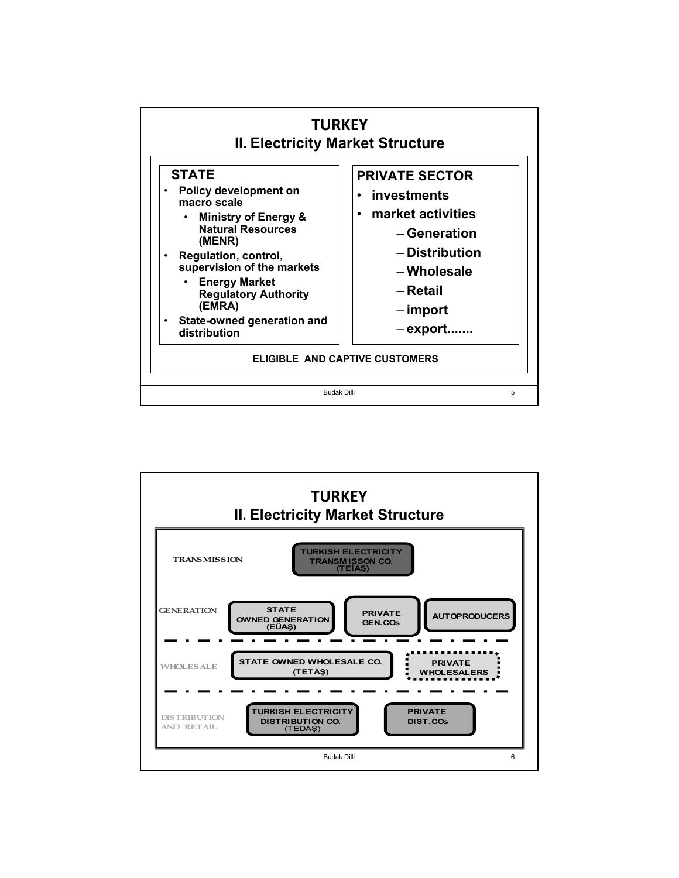# TURKEY

## II. Electricity Market Structure

**STATE**

- **Policy development on macro scale**
  - **Ministry of Energy & Natural Resources (MENR)**
- **Regulation, control, supervision of the markets**
  - **Energy Market Regulatory Authority (EMRA)**
- **State-owned generation and distribution**

**PRIVATE SECTOR**

- **investments**
- **market activities**
  - **Generation**
  - **Distribution**
  - **Wholesale**
  - **Retail**
  - **import**
  - **export.......**

**ELIGIBLE AND CAPTIVE CUSTOMERS**

# TURKEY

## II. Electricity Market Structure

TRANSMISSION

- TURKISH ELECTRICITY TRANSMISSON CO. (TEİAŞ)

GENERATION

- STATE OWNED GENERATION (EÜAŞ)
- PRIVATE GEN.COs
- AUTOPRODUCERS

WHOLESALE

- STATE OWNED WHOLESALE CO. (TETAŞ)
- PRIVATE WHOLESALERS

DISTRIBUTION AND RETAIL

- TURKISH ELECTRICITY DISTRIBUTION CO. (TEDAŞ)
- PRIVATE DIST.COs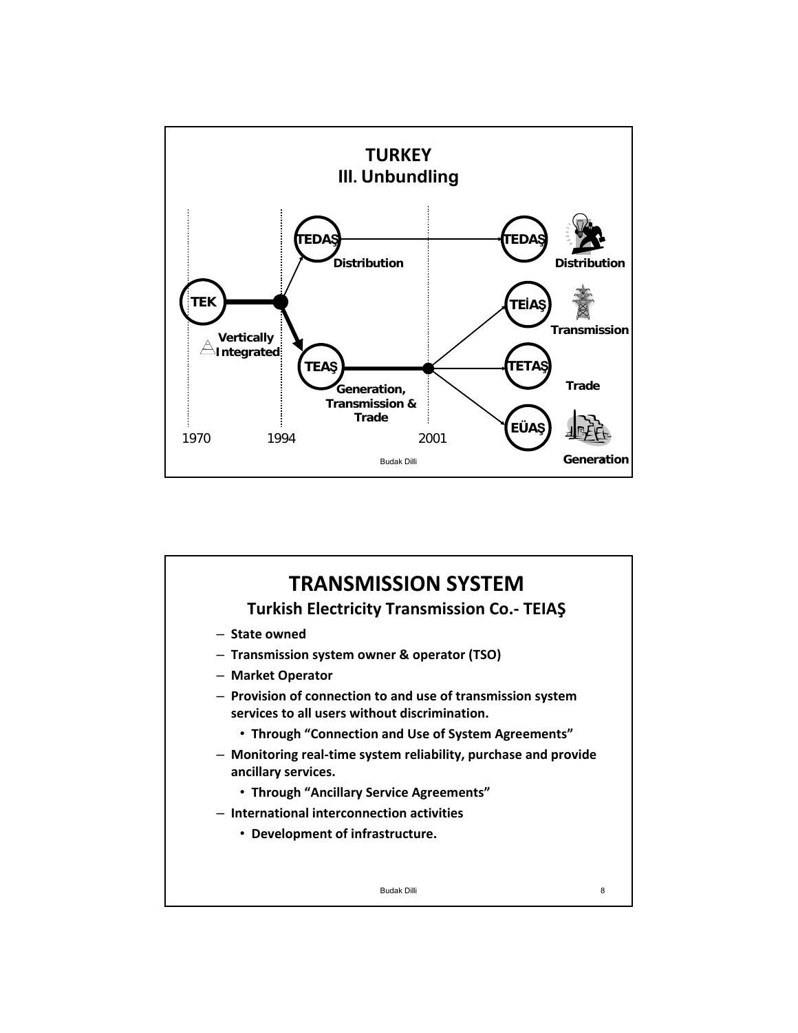## TURKEY
### III. Unbundling

TEK — Vertically Integrated (1970)

1994: TEK → TEDAŞ (Distribution), TEAŞ (Generation, Transmission & Trade)

2001: TEAŞ → TEİAŞ (Transmission), TETAŞ (Trade), EÜAŞ (Generation); TEDAŞ (Distribution)

1970 — 1994 — 2001

## TRANSMISSION SYSTEM
### Turkish Electricity Transmission Co.- TEIAŞ

- State owned
- Transmission system owner & operator (TSO)
- Market Operator
- Provision of connection to and use of transmission system services to all users without discrimination.
  - Through "Connection and Use of System Agreements"
- Monitoring real-time system reliability, purchase and provide ancillary services.
  - Through "Ancillary Service Agreements"
- International interconnection activities
  - Development of infrastructure.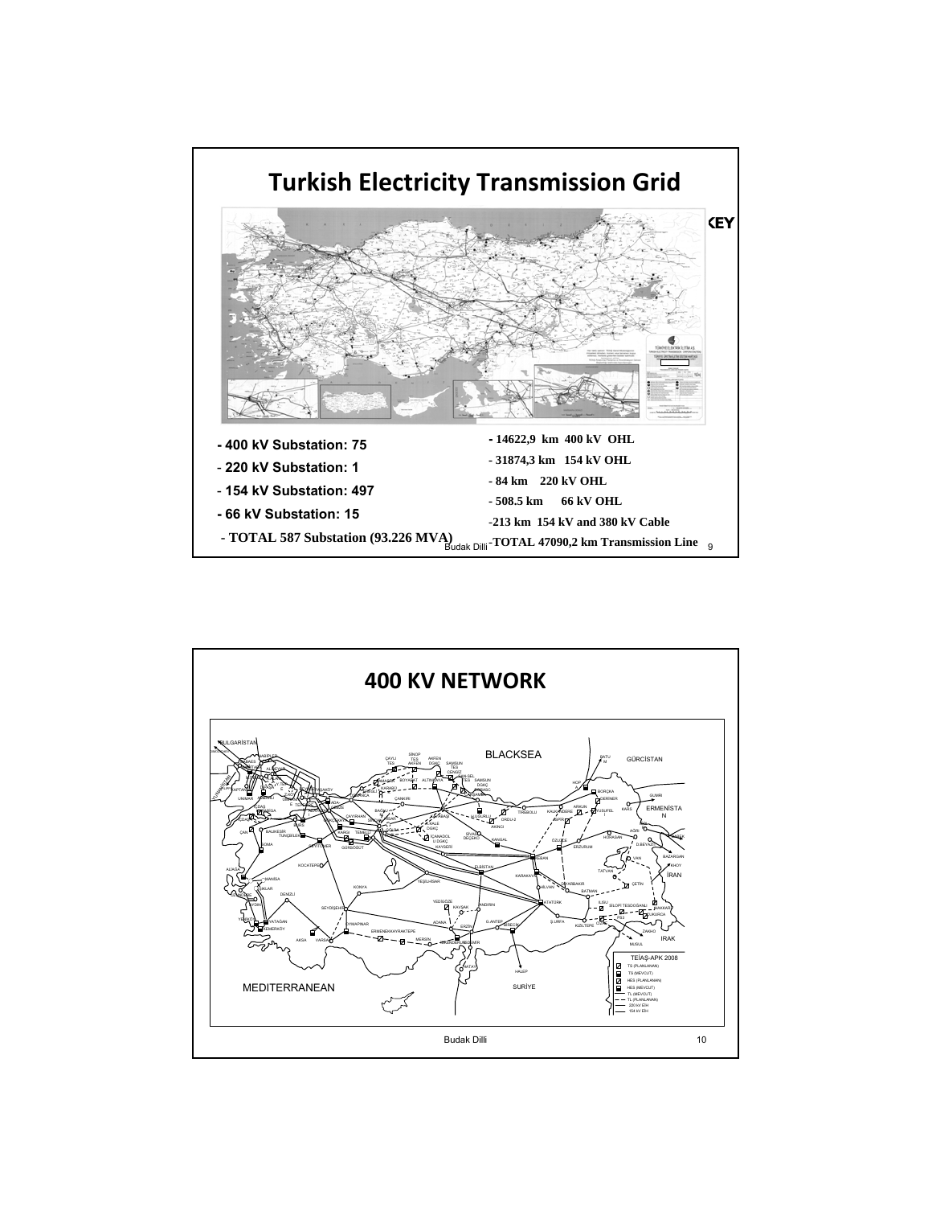# Turkish Electricity Transmission Grid

- 400 kV Substation: 75
- 220 kV Substation: 1
- 154 kV Substation: 497
- 66 kV Substation: 15
- TOTAL 587 Substation (93.226 MVA)

- 14622,9 km 400 kV OHL
- 31874,3 km 154 kV OHL
- 84 km 220 kV OHL
- 508.5 km 66 kV OHL
- 213 km 154 kV and 380 kV Cable
- TOTAL 47090,2 km Transmission Line

# 400 KV NETWORK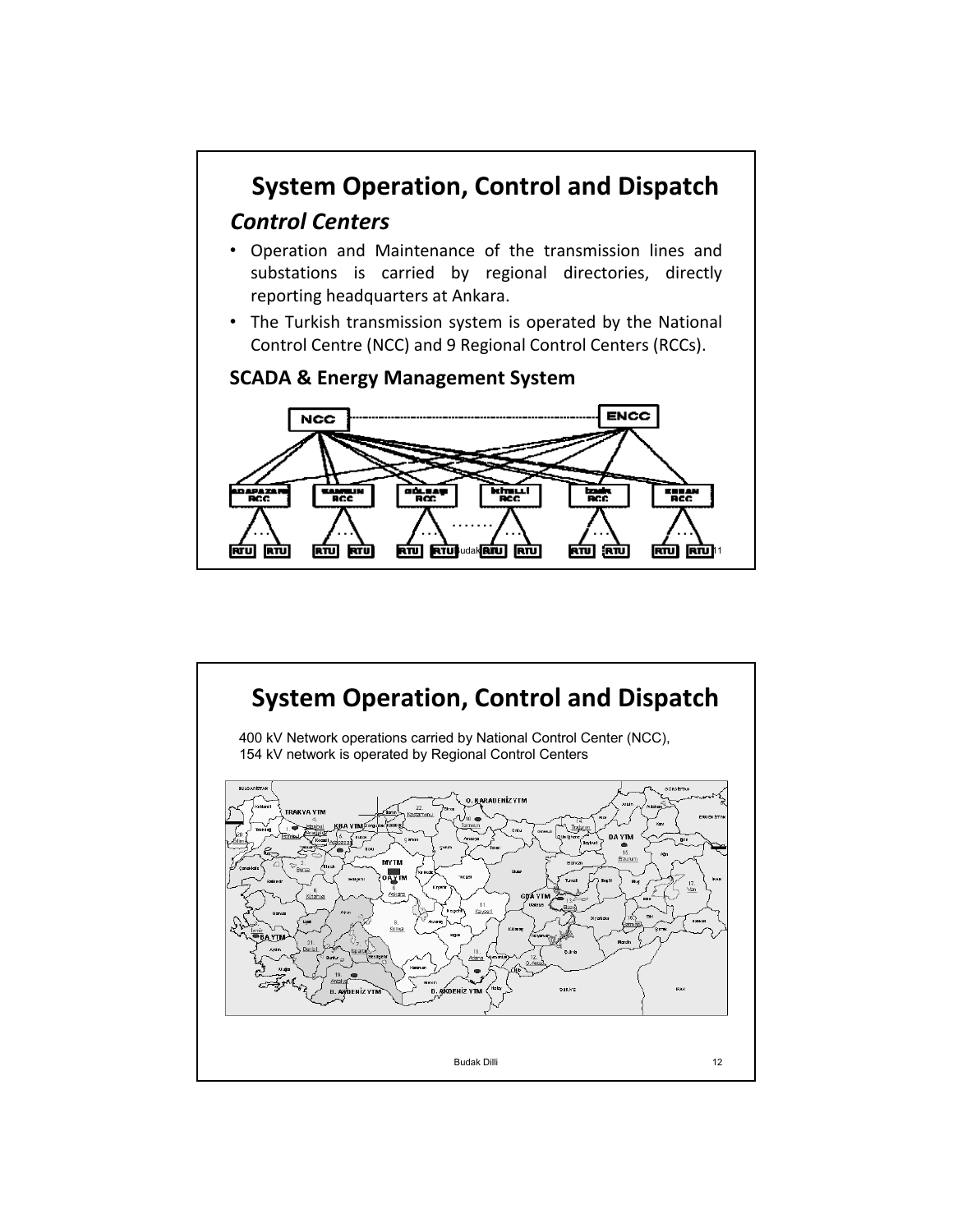# System Operation, Control and Dispatch

## *Control Centers*

- Operation and Maintenance of the transmission lines and substations is carried by regional directories, directly reporting headquarters at Ankara.
- The Turkish transmission system is operated by the National Control Centre (NCC) and 9 Regional Control Centers (RCCs).

### SCADA & Energy Management System

# System Operation, Control and Dispatch

400 kV Network operations carried by National Control Center (NCC), 154 kV network is operated by Regional Control Centers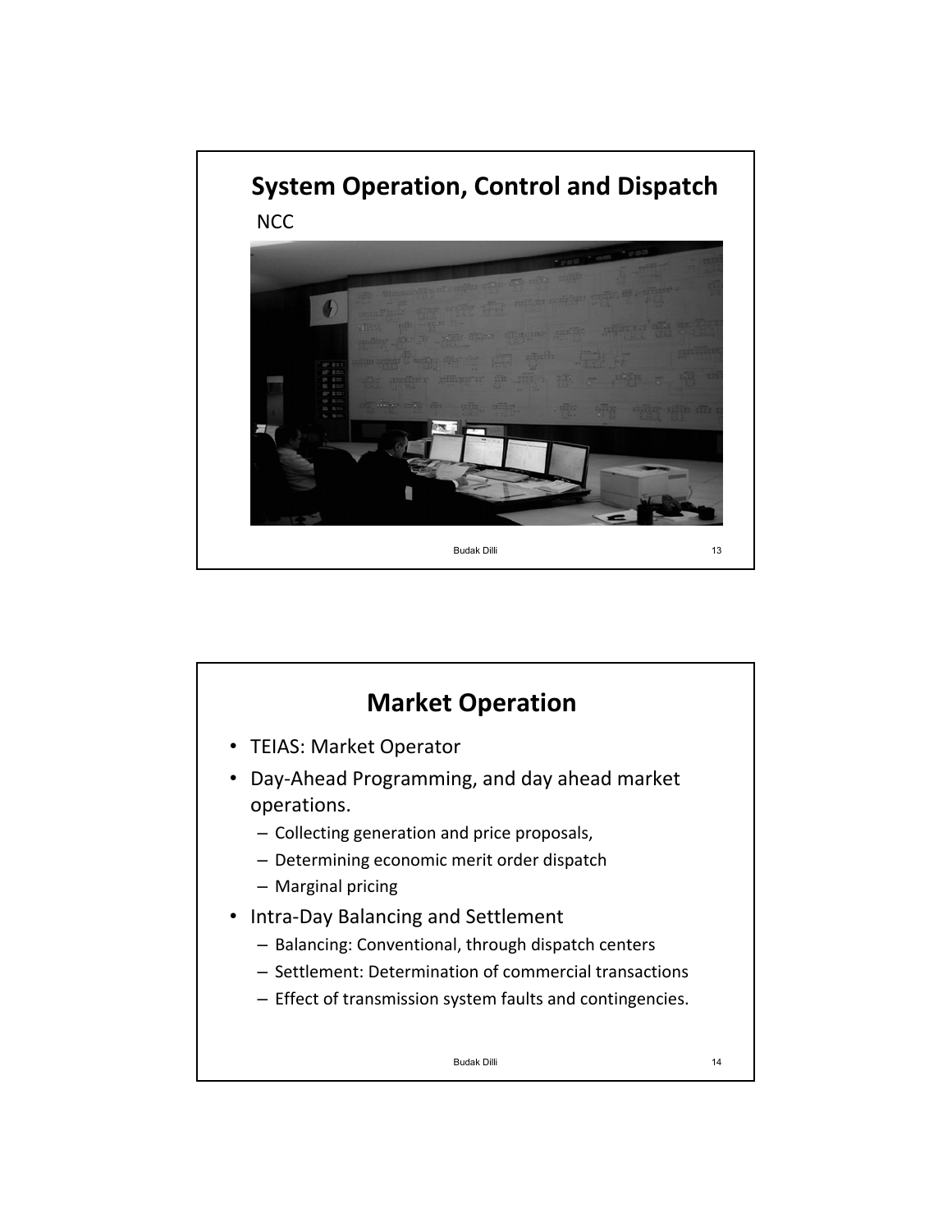# System Operation, Control and Dispatch

NCC

# Market Operation

- TEIAS: Market Operator
- Day-Ahead Programming, and day ahead market operations.
  - Collecting generation and price proposals,
  - Determining economic merit order dispatch
  - Marginal pricing
- Intra-Day Balancing and Settlement
  - Balancing: Conventional, through dispatch centers
  - Settlement: Determination of commercial transactions
  - Effect of transmission system faults and contingencies.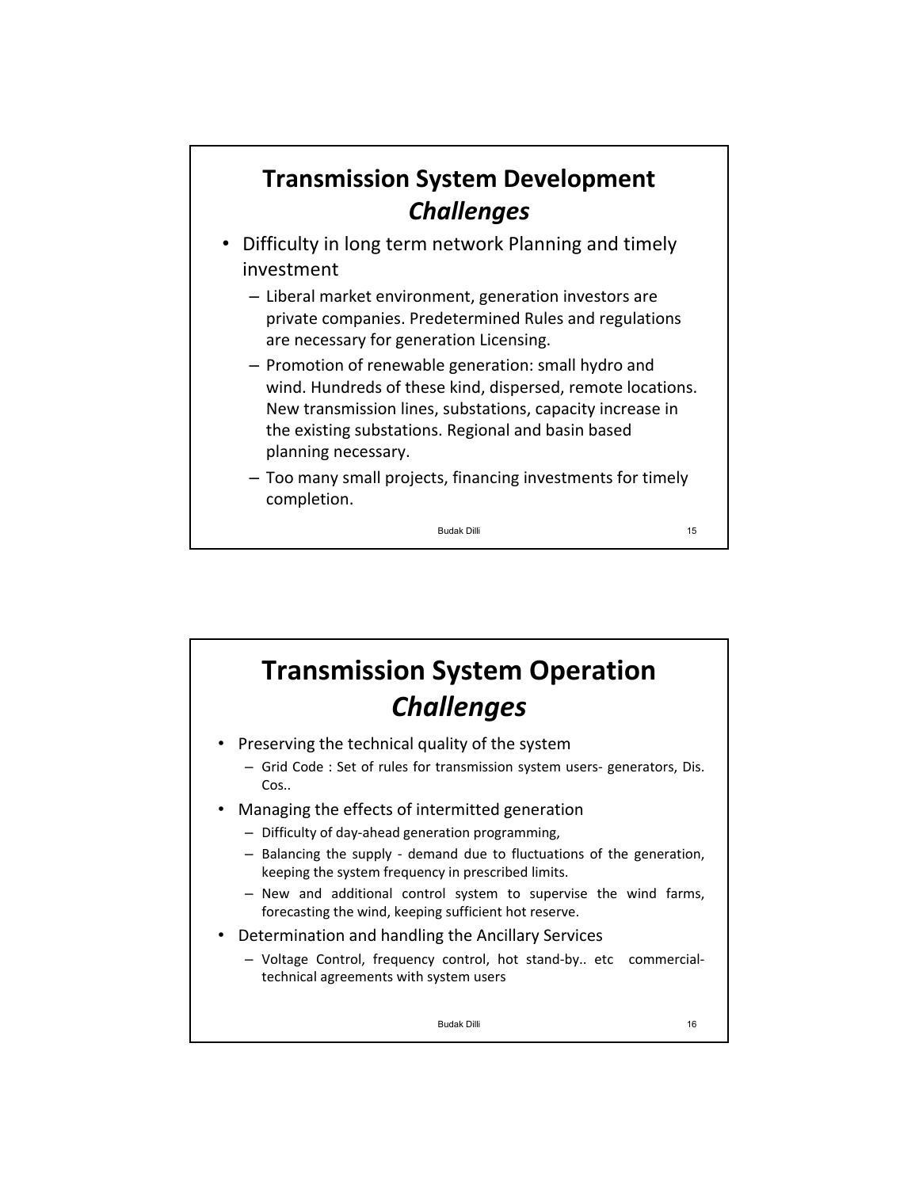## Transmission System Development *Challenges*

- Difficulty in long term network Planning and timely investment
  - Liberal market environment, generation investors are private companies. Predetermined Rules and regulations are necessary for generation Licensing.
  - Promotion of renewable generation: small hydro and wind. Hundreds of these kind, dispersed, remote locations. New transmission lines, substations, capacity increase in the existing substations. Regional and basin based planning necessary.
  - Too many small projects, financing investments for timely completion.

## Transmission System Operation *Challenges*

- Preserving the technical quality of the system
  - Grid Code : Set of rules for transmission system users- generators, Dis. Cos..
- Managing the effects of intermitted generation
  - Difficulty of day-ahead generation programming,
  - Balancing the supply - demand due to fluctuations of the generation, keeping the system frequency in prescribed limits.
  - New and additional control system to supervise the wind farms, forecasting the wind, keeping sufficient hot reserve.
- Determination and handling the Ancillary Services
  - Voltage Control, frequency control, hot stand-by.. etc commercial-technical agreements with system users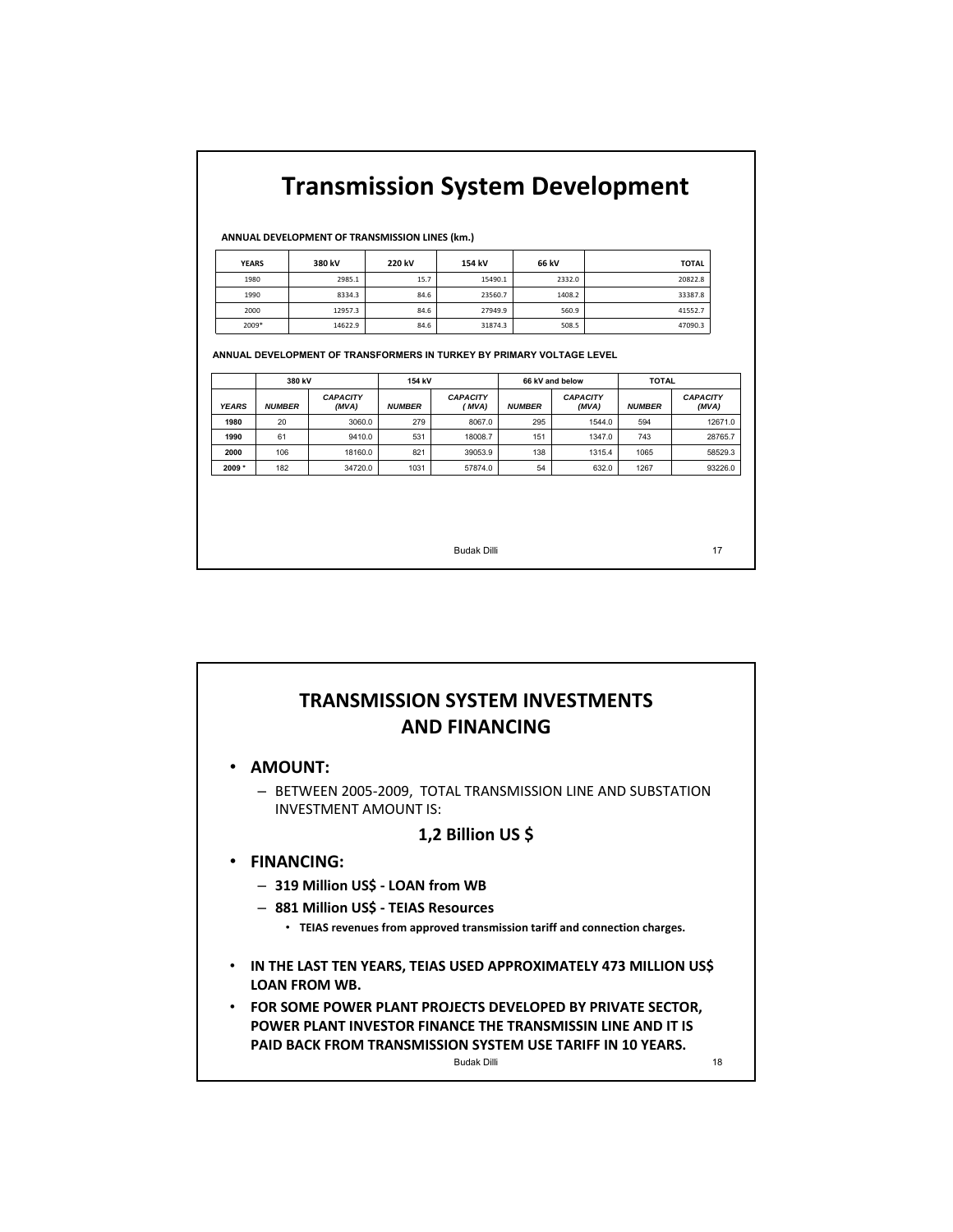# Transmission System Development

**ANNUAL DEVELOPMENT OF TRANSMISSION LINES (km.)**

| YEARS | 380 kV | 220 kV | 154 kV | 66 kV | TOTAL |
|---|---|---|---|---|---|
| 1980 | 2985.1 | 15.7 | 15490.1 | 2332.0 | 20822.8 |
| 1990 | 8334.3 | 84.6 | 23560.7 | 1408.2 | 33387.8 |
| 2000 | 12957.3 | 84.6 | 27949.9 | 560.9 | 41552.7 |
| 2009* | 14622.9 | 84.6 | 31874.3 | 508.5 | 47090.3 |

**ANNUAL DEVELOPMENT OF TRANSFORMERS IN TURKEY BY PRIMARY VOLTAGE LEVEL**

| | 380 kV | | 154 kV | | 66 kV and below | | TOTAL | |
|---|---|---|---|---|---|---|---|---|
| *YEARS* | *NUMBER* | *CAPACITY (MVA)* | *NUMBER* | *CAPACITY ( MVA)* | *NUMBER* | *CAPACITY (MVA)* | *NUMBER* | *CAPACITY (MVA)* |
| **1980** | 20 | 3060.0 | 279 | 8067.0 | 295 | 1544.0 | 594 | 12671.0 |
| **1990** | 61 | 9410.0 | 531 | 18008.7 | 151 | 1347.0 | 743 | 28765.7 |
| **2000** | 106 | 18160.0 | 821 | 39053.9 | 138 | 1315.4 | 1065 | 58529.3 |
| **2009 *** | 182 | 34720.0 | 1031 | 57874.0 | 54 | 632.0 | 1267 | 93226.0 |

# TRANSMISSION SYSTEM INVESTMENTS AND FINANCING

- **AMOUNT:**
  - BETWEEN 2005-2009, TOTAL TRANSMISSION LINE AND SUBSTATION INVESTMENT AMOUNT IS:

    **1,2 Billion US $**
- **FINANCING:**
  - **319 Million US$ - LOAN from WB**
  - **881 Million US$ - TEIAS Resources**
    - **TEIAS revenues from approved transmission tariff and connection charges.**
- **IN THE LAST TEN YEARS, TEIAS USED APPROXIMATELY 473 MILLION US$ LOAN FROM WB.**
- **FOR SOME POWER PLANT PROJECTS DEVELOPED BY PRIVATE SECTOR, POWER PLANT INVESTOR FINANCE THE TRANSMISSIN LINE AND IT IS PAID BACK FROM TRANSMISSION SYSTEM USE TARIFF IN 10 YEARS.**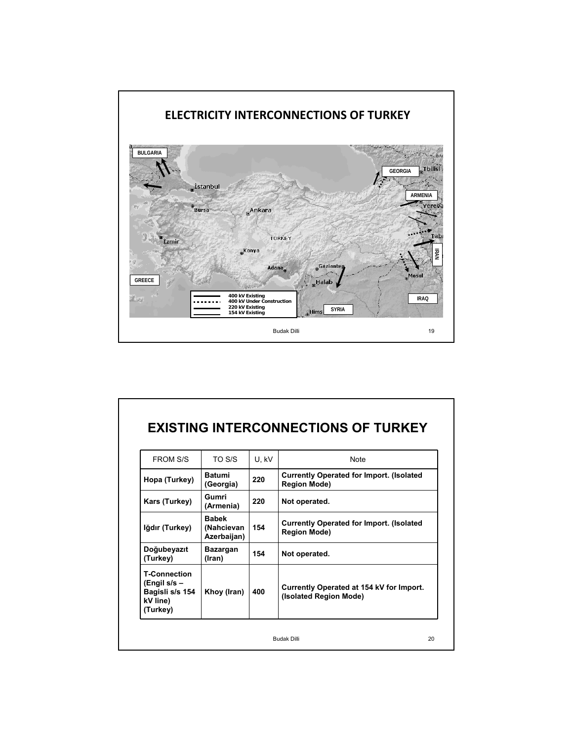## ELECTRICITY INTERCONNECTIONS OF TURKEY

BULGARIA

GEORGIA

ARMENIA

IRAN

IRAQ

SYRIA

GREECE

İstanbul, Bursa, Ankara, İzmir, TURKEY, Konya, Adana, Gaziantep, Halab, Hims, Mosul, Tbilisi, Yerevan, Tabriz

- 400 kV Existing
- 400 kV Under Construction
- 220 kV Existing
- 154 kV Existing

## EXISTING INTERCONNECTIONS OF TURKEY

| FROM S/S | TO S/S | U, kV | Note |
|---|---|---|---|
| **Hopa (Turkey)** | **Batumi (Georgia)** | **220** | **Currently Operated for Import. (Isolated Region Mode)** |
| **Kars (Turkey)** | **Gumri (Armenia)** | **220** | **Not operated.** |
| **Iğdır (Turkey)** | **Babek (Nahcievan Azerbaijan)** | **154** | **Currently Operated for Import. (Isolated Region Mode)** |
| **Doğubeyazıt (Turkey)** | **Bazargan (Iran)** | **154** | **Not operated.** |
| **T-Connection (Engil s/s – Bagisli s/s 154 kV line) (Turkey)** | **Khoy (Iran)** | **400** | **Currently Operated at 154 kV for Import. (Isolated Region Mode)** |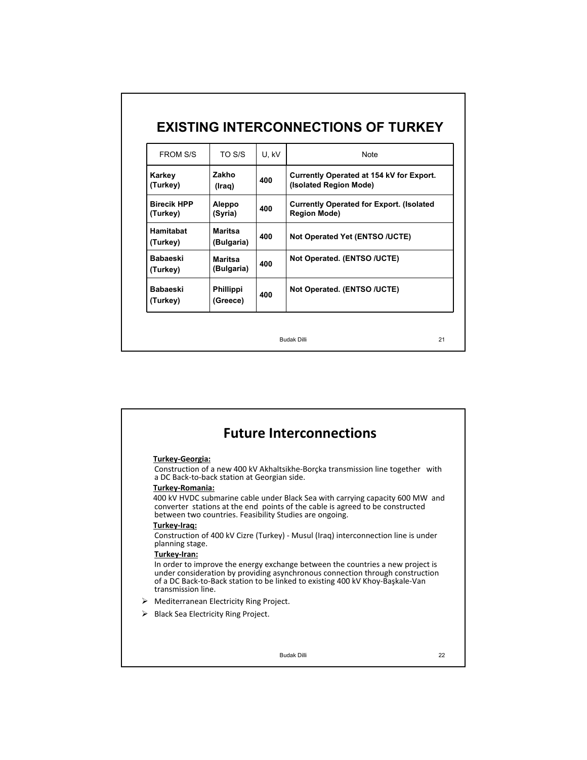# EXISTING INTERCONNECTIONS OF TURKEY

| FROM S/S | TO S/S | U, kV | Note |
|---|---|---|---|
| **Karkey (Turkey)** | **Zakho (Iraq)** | **400** | **Currently Operated at 154 kV for Export. (Isolated Region Mode)** |
| **Birecik HPP (Turkey)** | **Aleppo (Syria)** | **400** | **Currently Operated for Export. (Isolated Region Mode)** |
| **Hamitabat (Turkey)** | **Maritsa (Bulgaria)** | **400** | **Not Operated Yet (ENTSO /UCTE)** |
| **Babaeski (Turkey)** | **Maritsa (Bulgaria)** | **400** | **Not Operated. (ENTSO /UCTE)** |
| **Babaeski (Turkey)** | **Phillippi (Greece)** | **400** | **Not Operated. (ENTSO /UCTE)** |

# Future Interconnections

**Turkey-Georgia:**

Construction of a new 400 kV Akhaltsikhe-Borçka transmission line together with a DC Back-to-back station at Georgian side.

**Turkey-Romania:**

400 kV HVDC submarine cable under Black Sea with carrying capacity 600 MW and converter stations at the end points of the cable is agreed to be constructed between two countries. Feasibility Studies are ongoing.

**Turkey-Iraq:**

Construction of 400 kV Cizre (Turkey) - Musul (Iraq) interconnection line is under planning stage.

**Turkey-Iran:**

In order to improve the energy exchange between the countries a new project is under consideration by providing asynchronous connection through construction of a DC Back-to-Back station to be linked to existing 400 kV Khoy-Başkale-Van transmission line.

- Mediterranean Electricity Ring Project.
- Black Sea Electricity Ring Project.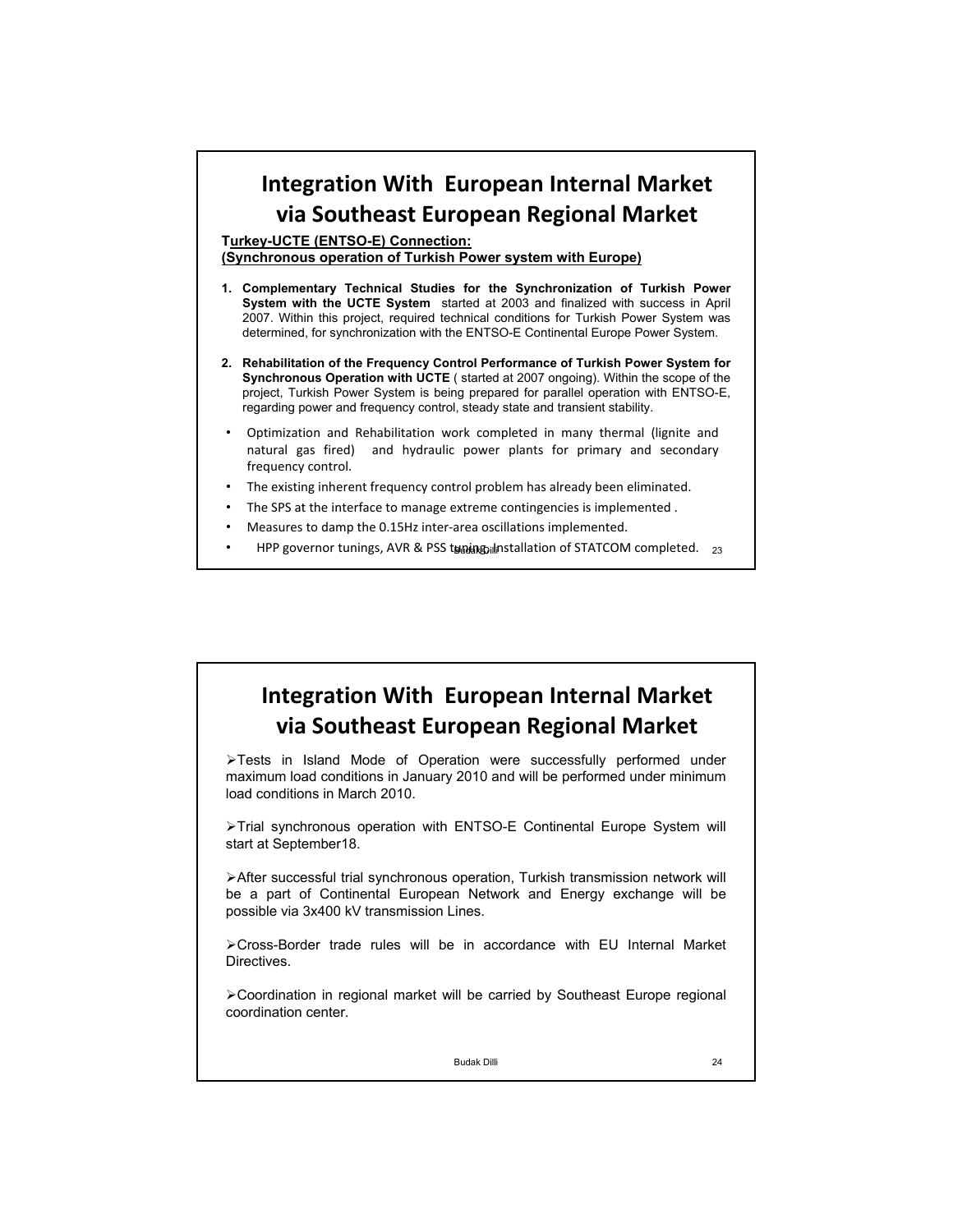# Integration With European Internal Market via Southeast European Regional Market

**Turkey-UCTE (ENTSO-E) Connection:**
**(Synchronous operation of Turkish Power system with Europe)**

1. **Complementary Technical Studies for the Synchronization of Turkish Power System with the UCTE System** started at 2003 and finalized with success in April 2007. Within this project, required technical conditions for Turkish Power System was determined, for synchronization with the ENTSO-E Continental Europe Power System.
2. **Rehabilitation of the Frequency Control Performance of Turkish Power System for Synchronous Operation with UCTE** ( started at 2007 ongoing). Within the scope of the project, Turkish Power System is being prepared for parallel operation with ENTSO-E, regarding power and frequency control, steady state and transient stability.

- Optimization and Rehabilitation work completed in many thermal (lignite and natural gas fired) and hydraulic power plants for primary and secondary frequency control.
- The existing inherent frequency control problem has already been eliminated.
- The SPS at the interface to manage extreme contingencies is implemented .
- Measures to damp the 0.15Hz inter-area oscillations implemented.
- HPP governor tunings, AVR & PSS tuning, Installation of STATCOM completed.

# Integration With European Internal Market via Southeast European Regional Market

- Tests in Island Mode of Operation were successfully performed under maximum load conditions in January 2010 and will be performed under minimum load conditions in March 2010.
- Trial synchronous operation with ENTSO-E Continental Europe System will start at September18.
- After successful trial synchronous operation, Turkish transmission network will be a part of Continental European Network and Energy exchange will be possible via 3x400 kV transmission Lines.
- Cross-Border trade rules will be in accordance with EU Internal Market Directives.
- Coordination in regional market will be carried by Southeast Europe regional coordination center.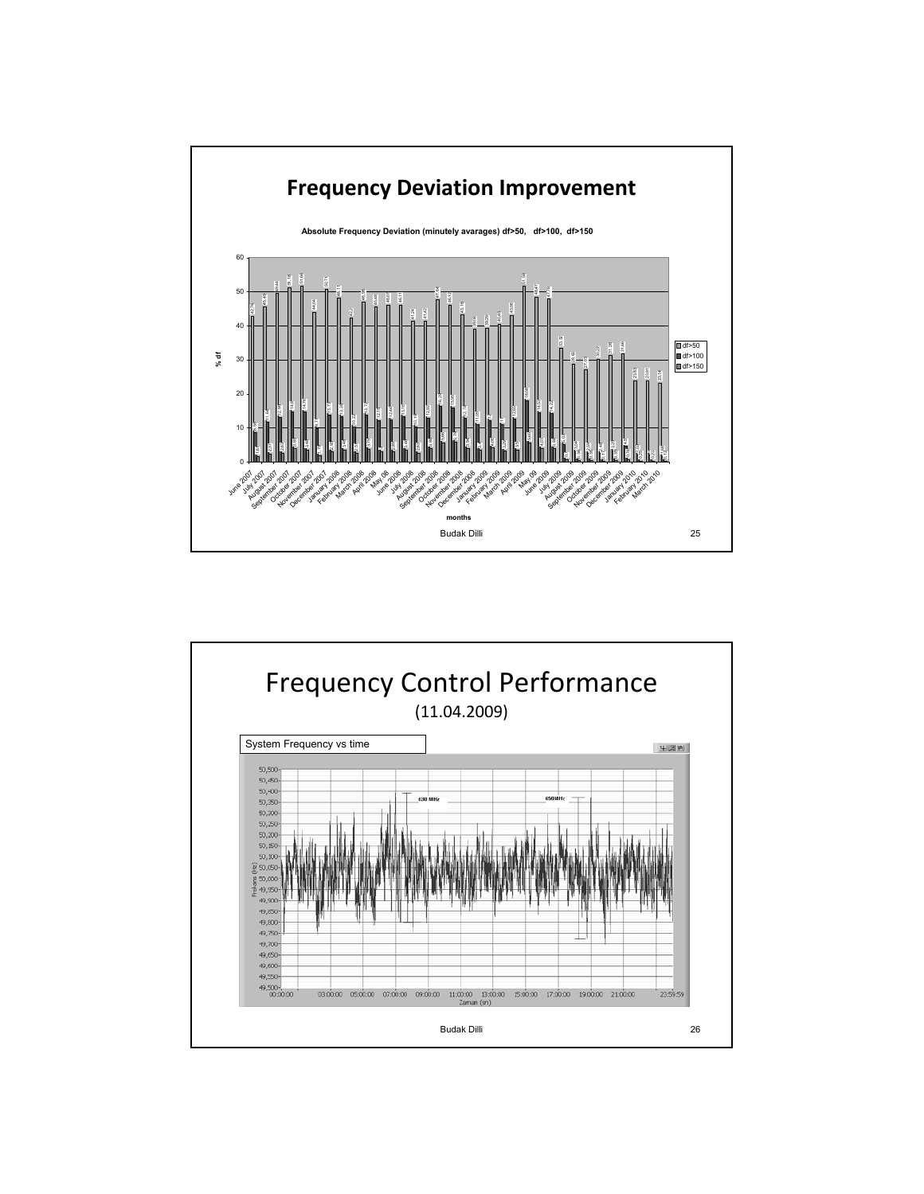# Frequency Deviation Improvement

Absolute Frequency Deviation (minutely avarages) df>50, df>100, df>150

# Frequency Control Performance

(11.04.2009)

System Frequency vs time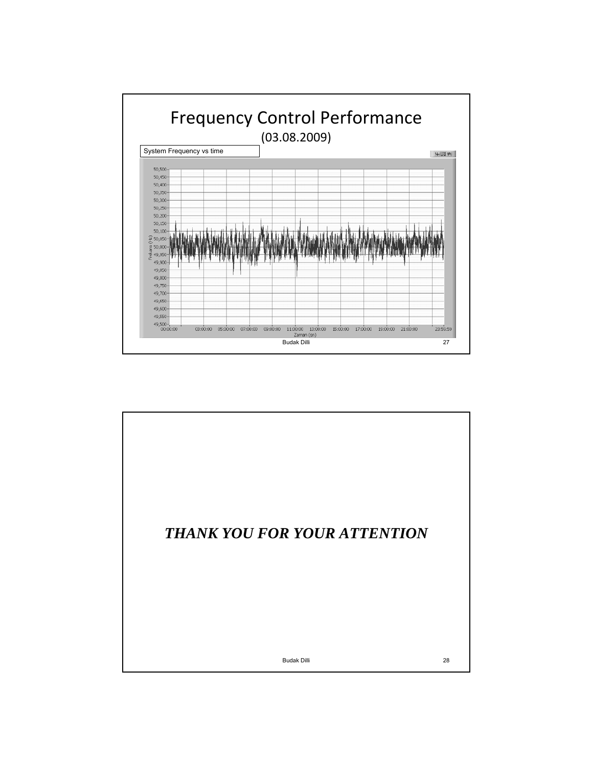# Frequency Control Performance

(03.08.2009)

System Frequency vs time

50,500
50,450
50,400
50,350
50,300
50,250
50,200
50,150
50,100
50,050
50,000
49,950
49,900
49,850
49,800
49,750
49,700
49,650
49,600
49,550
49,500

Frekans (Hz)

00:00:00 03:00:00 05:00:00 07:00:00 09:00:00 11:00:00 13:00:00 15:00:00 17:00:00 19:00:00 21:00:00 23:59:59

Zaman (sn)

***THANK YOU FOR YOUR ATTENTION***